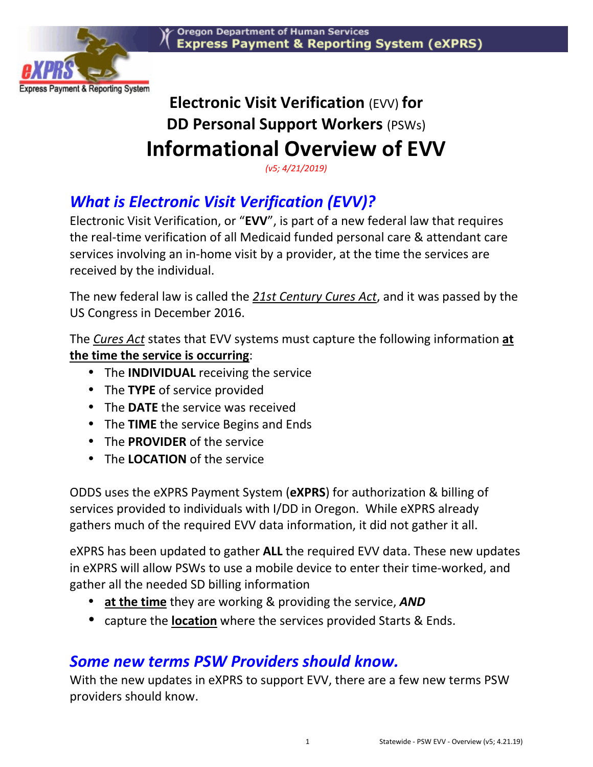# Electronic Visit Verification (EVV) for DD Personal Support Workers (PSWs)

# Informational Overview of EVV

*(v5; 4/21/2019)*

## *What is Electronic Visit Verification (EVV)?*

Electronic Visit Verification, or "**EVV**", is part of a new federal law that requires the real-time verification of all Medicaid funded personal care & attendant care services involving an in-home visit by a provider, at the time the services are received by the individual.

The new federal law is called the *21st Century Cures Act*, and it was passed by the US Congress in December 2016.

The *Cures Act* states that EVV systems must capture the following information **at the time the service is occurring**:

- The **INDIVIDUAL** receiving the service
- The **TYPE** of service provided
- The **DATE** the service was received
- The **TIME** the service Begins and Ends
- The **PROVIDER** of the service
- The **LOCATION** of the service

ODDS uses the eXPRS Payment System (**eXPRS**) for authorization & billing of services provided to individuals with I/DD in Oregon. While eXPRS already gathers much of the required EVV data information, it did not gather it all.

eXPRS has been updated to gather **ALL** the required EVV data. These new updates in eXPRS will allow PSWs to use a mobile device to enter their time-worked, and gather all the needed SD billing information

- **at the time** they are working & providing the service, ***AND***
- capture the **location** where the services provided Starts & Ends.

## *Some new terms PSW Providers should know.*

With the new updates in eXPRS to support EVV, there are a few new terms PSW providers should know.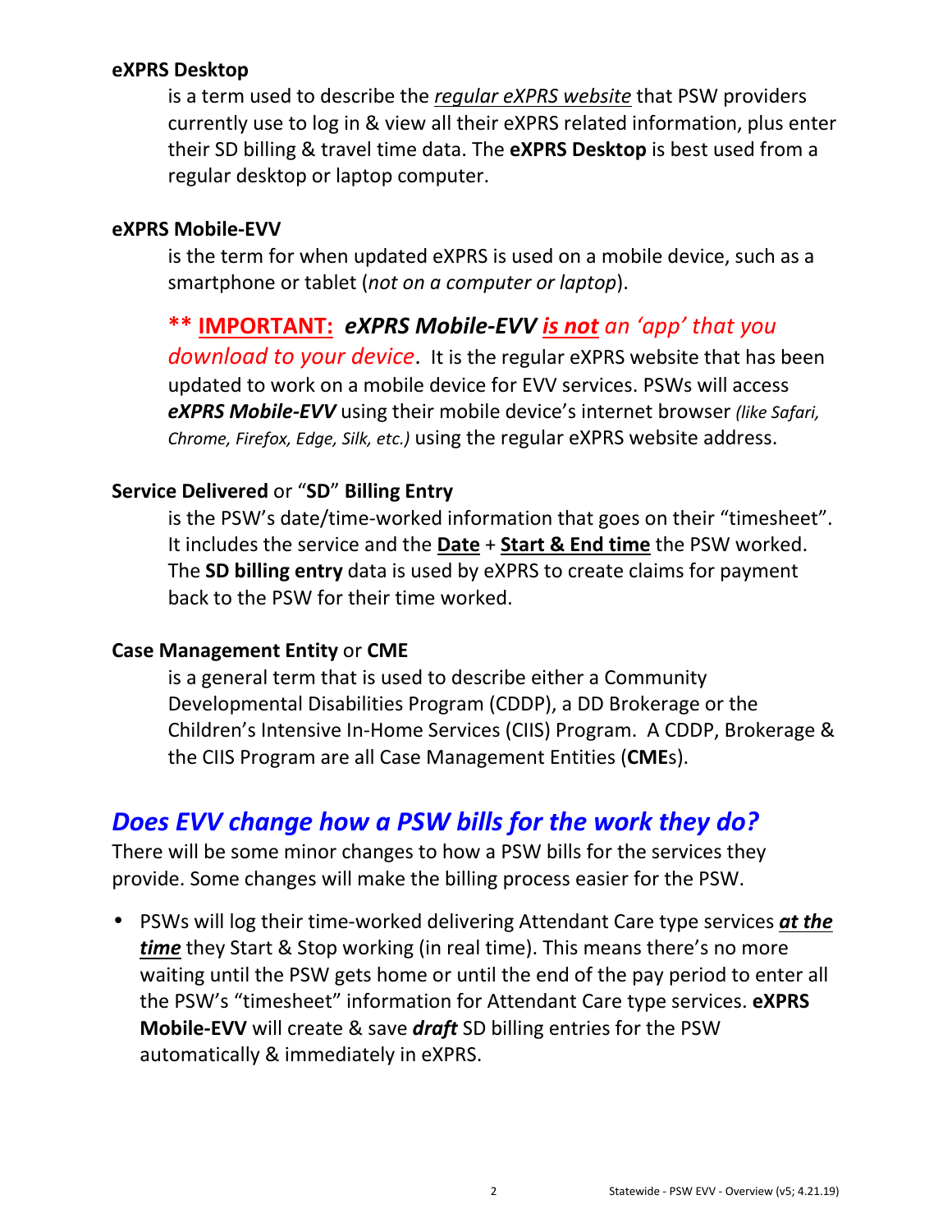**eXPRS Desktop**

is a term used to describe the *regular eXPRS website* that PSW providers currently use to log in & view all their eXPRS related information, plus enter their SD billing & travel time data. The **eXPRS Desktop** is best used from a regular desktop or laptop computer.

**eXPRS Mobile-EVV**

is the term for when updated eXPRS is used on a mobile device, such as a smartphone or tablet (*not on a computer or laptop*).

**** IMPORTANT:** ***eXPRS Mobile-EVV*** ***is not*** *an 'app' that you download to your device*. It is the regular eXPRS website that has been updated to work on a mobile device for EVV services. PSWs will access ***eXPRS Mobile-EVV*** using their mobile device's internet browser *(like Safari, Chrome, Firefox, Edge, Silk, etc.)* using the regular eXPRS website address.

**Service Delivered** or "**SD**" **Billing Entry**

is the PSW's date/time-worked information that goes on their "timesheet". It includes the service and the **Date** + **Start & End time** the PSW worked. The **SD billing entry** data is used by eXPRS to create claims for payment back to the PSW for their time worked.

**Case Management Entity** or **CME**

is a general term that is used to describe either a Community Developmental Disabilities Program (CDDP), a DD Brokerage or the Children's Intensive In-Home Services (CIIS) Program. A CDDP, Brokerage & the CIIS Program are all Case Management Entities (**CME**s).

## *Does EVV change how a PSW bills for the work they do?*

There will be some minor changes to how a PSW bills for the services they provide. Some changes will make the billing process easier for the PSW.

- PSWs will log their time-worked delivering Attendant Care type services ***at the time*** they Start & Stop working (in real time). This means there's no more waiting until the PSW gets home or until the end of the pay period to enter all the PSW's "timesheet" information for Attendant Care type services. **eXPRS Mobile-EVV** will create & save ***draft*** SD billing entries for the PSW automatically & immediately in eXPRS.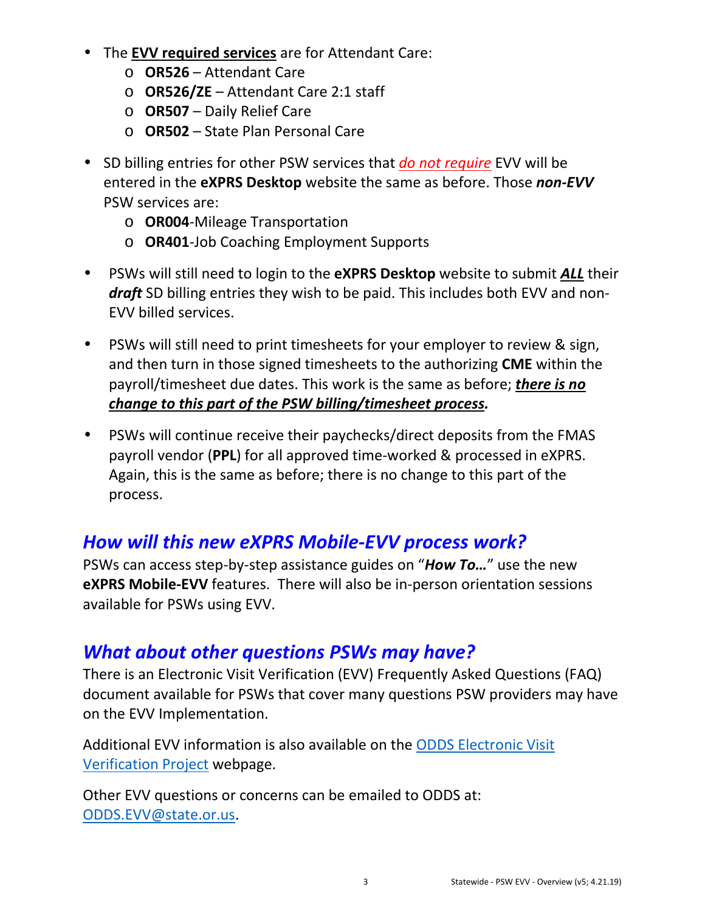- The **EVV required services** are for Attendant Care:
  - **OR526** – Attendant Care
  - **OR526/ZE** – Attendant Care 2:1 staff
  - **OR507** – Daily Relief Care
  - **OR502** – State Plan Personal Care

- SD billing entries for other PSW services that *do not require* EVV will be entered in the **eXPRS Desktop** website the same as before. Those ***non-EVV*** PSW services are:
  - **OR004**-Mileage Transportation
  - **OR401**-Job Coaching Employment Supports

- PSWs will still need to login to the **eXPRS Desktop** website to submit ***ALL*** their ***draft*** SD billing entries they wish to be paid. This includes both EVV and non-EVV billed services.

- PSWs will still need to print timesheets for your employer to review & sign, and then turn in those signed timesheets to the authorizing **CME** within the payroll/timesheet due dates. This work is the same as before; ***there is no change to this part of the PSW billing/timesheet process.***

- PSWs will continue receive their paychecks/direct deposits from the FMAS payroll vendor (**PPL**) for all approved time-worked & processed in eXPRS. Again, this is the same as before; there is no change to this part of the process.

## *How will this new eXPRS Mobile-EVV process work?*

PSWs can access step-by-step assistance guides on "***How To…***" use the new **eXPRS Mobile-EVV** features. There will also be in-person orientation sessions available for PSWs using EVV.

## *What about other questions PSWs may have?*

There is an Electronic Visit Verification (EVV) Frequently Asked Questions (FAQ) document available for PSWs that cover many questions PSW providers may have on the EVV Implementation.

Additional EVV information is also available on the ODDS Electronic Visit Verification Project webpage.

Other EVV questions or concerns can be emailed to ODDS at: ODDS.EVV@state.or.us.